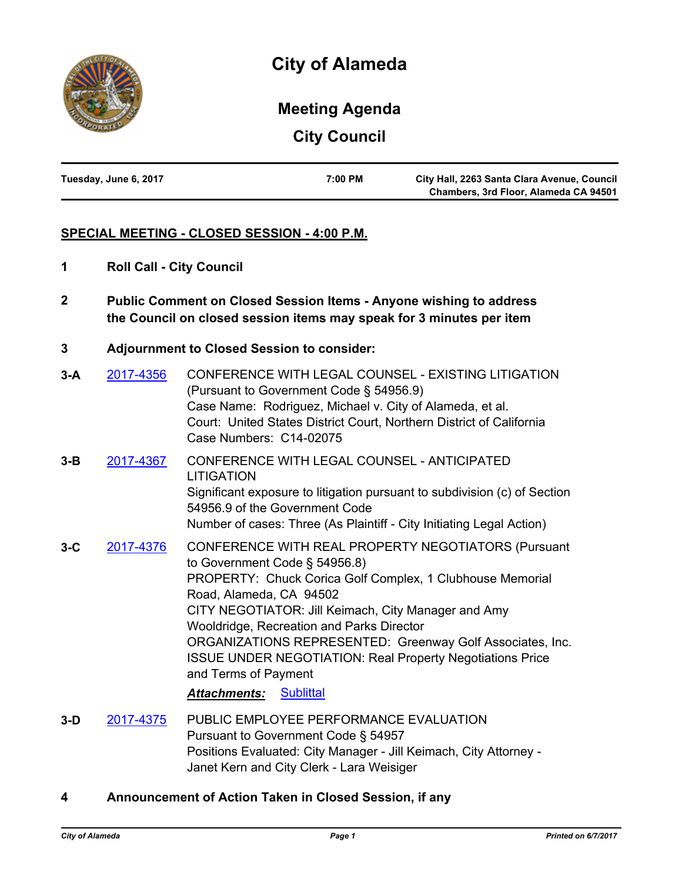# City of Alameda

## Meeting Agenda

## City Council

| Tuesday, June 6, 2017 | 7:00 PM | City Hall, 2263 Santa Clara Avenue, Council Chambers, 3rd Floor, Alameda CA 94501 |
|---|---|---|

**SPECIAL MEETING - CLOSED SESSION - 4:00 P.M.**

**1 Roll Call - City Council**

**2 Public Comment on Closed Session Items - Anyone wishing to address the Council on closed session items may speak for 3 minutes per item**

**3 Adjournment to Closed Session to consider:**

**3-A** 2017-4356 CONFERENCE WITH LEGAL COUNSEL - EXISTING LITIGATION (Pursuant to Government Code § 54956.9)
Case Name: Rodriguez, Michael v. City of Alameda, et al.
Court: United States District Court, Northern District of California
Case Numbers: C14-02075

**3-B** 2017-4367 CONFERENCE WITH LEGAL COUNSEL - ANTICIPATED LITIGATION
Significant exposure to litigation pursuant to subdivision (c) of Section 54956.9 of the Government Code
Number of cases: Three (As Plaintiff - City Initiating Legal Action)

**3-C** 2017-4376 CONFERENCE WITH REAL PROPERTY NEGOTIATORS (Pursuant to Government Code § 54956.8)
PROPERTY: Chuck Corica Golf Complex, 1 Clubhouse Memorial Road, Alameda, CA 94502
CITY NEGOTIATOR: Jill Keimach, City Manager and Amy Wooldridge, Recreation and Parks Director
ORGANIZATIONS REPRESENTED: Greenway Golf Associates, Inc.
ISSUE UNDER NEGOTIATION: Real Property Negotiations Price and Terms of Payment

***Attachments:*** Sublittal

**3-D** 2017-4375 PUBLIC EMPLOYEE PERFORMANCE EVALUATION
Pursuant to Government Code § 54957
Positions Evaluated: City Manager - Jill Keimach, City Attorney - Janet Kern and City Clerk - Lara Weisiger

**4 Announcement of Action Taken in Closed Session, if any**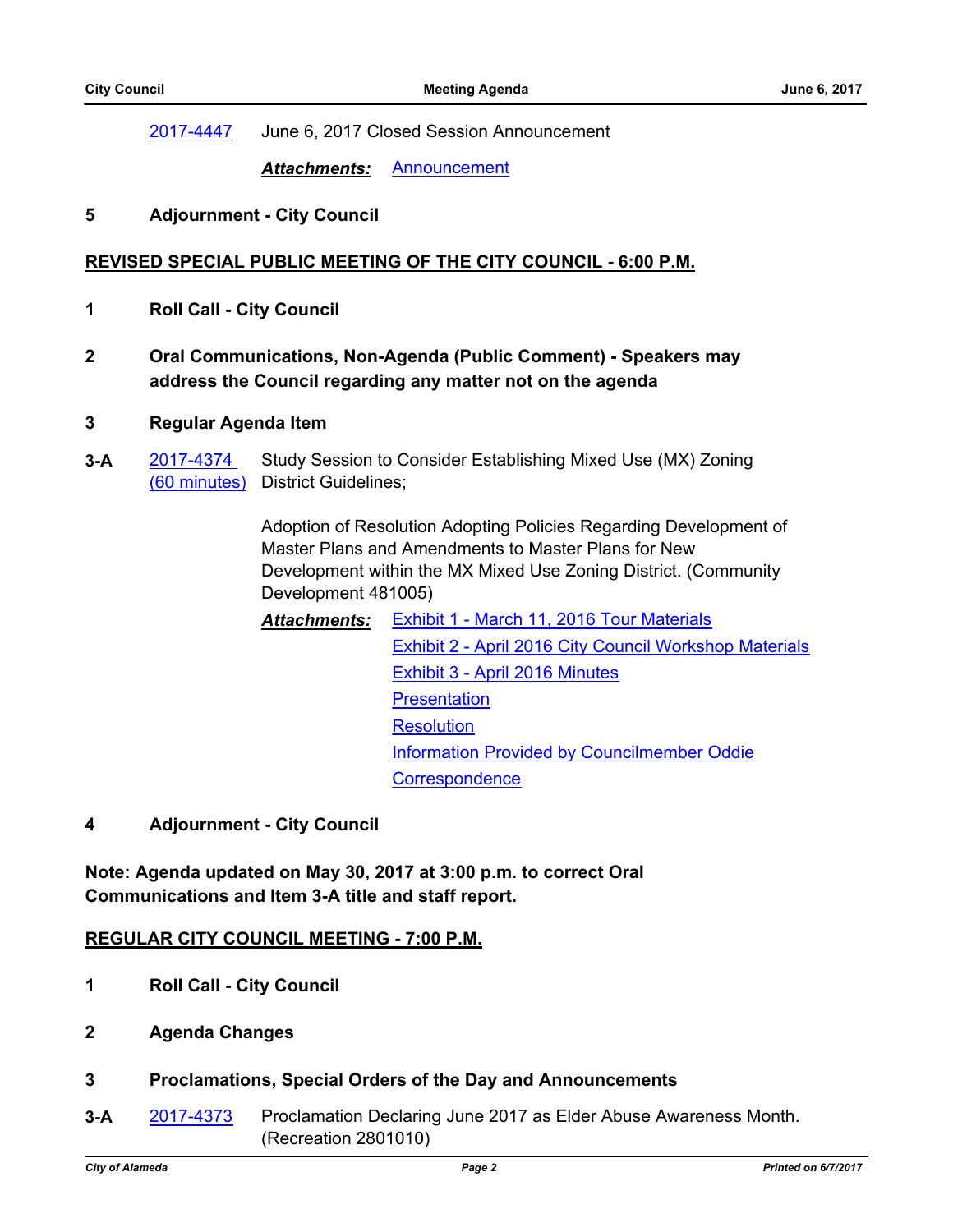2017-4447 June 6, 2017 Closed Session Announcement

***Attachments:*** Announcement

**5 Adjournment - City Council**

## REVISED SPECIAL PUBLIC MEETING OF THE CITY COUNCIL - 6:00 P.M.

**1 Roll Call - City Council**

**2 Oral Communications, Non-Agenda (Public Comment) - Speakers may address the Council regarding any matter not on the agenda**

**3 Regular Agenda Item**

**3-A** 2017-4374 (60 minutes) Study Session to Consider Establishing Mixed Use (MX) Zoning District Guidelines;

Adoption of Resolution Adopting Policies Regarding Development of Master Plans and Amendments to Master Plans for New Development within the MX Mixed Use Zoning District. (Community Development 481005)

***Attachments:*** Exhibit 1 - March 11, 2016 Tour Materials
Exhibit 2 - April 2016 City Council Workshop Materials
Exhibit 3 - April 2016 Minutes
Presentation
Resolution
Information Provided by Councilmember Oddie
Correspondence

**4 Adjournment - City Council**

**Note: Agenda updated on May 30, 2017 at 3:00 p.m. to correct Oral Communications and Item 3-A title and staff report.**

## REGULAR CITY COUNCIL MEETING - 7:00 P.M.

**1 Roll Call - City Council**

**2 Agenda Changes**

**3 Proclamations, Special Orders of the Day and Announcements**

**3-A** 2017-4373 Proclamation Declaring June 2017 as Elder Abuse Awareness Month. (Recreation 2801010)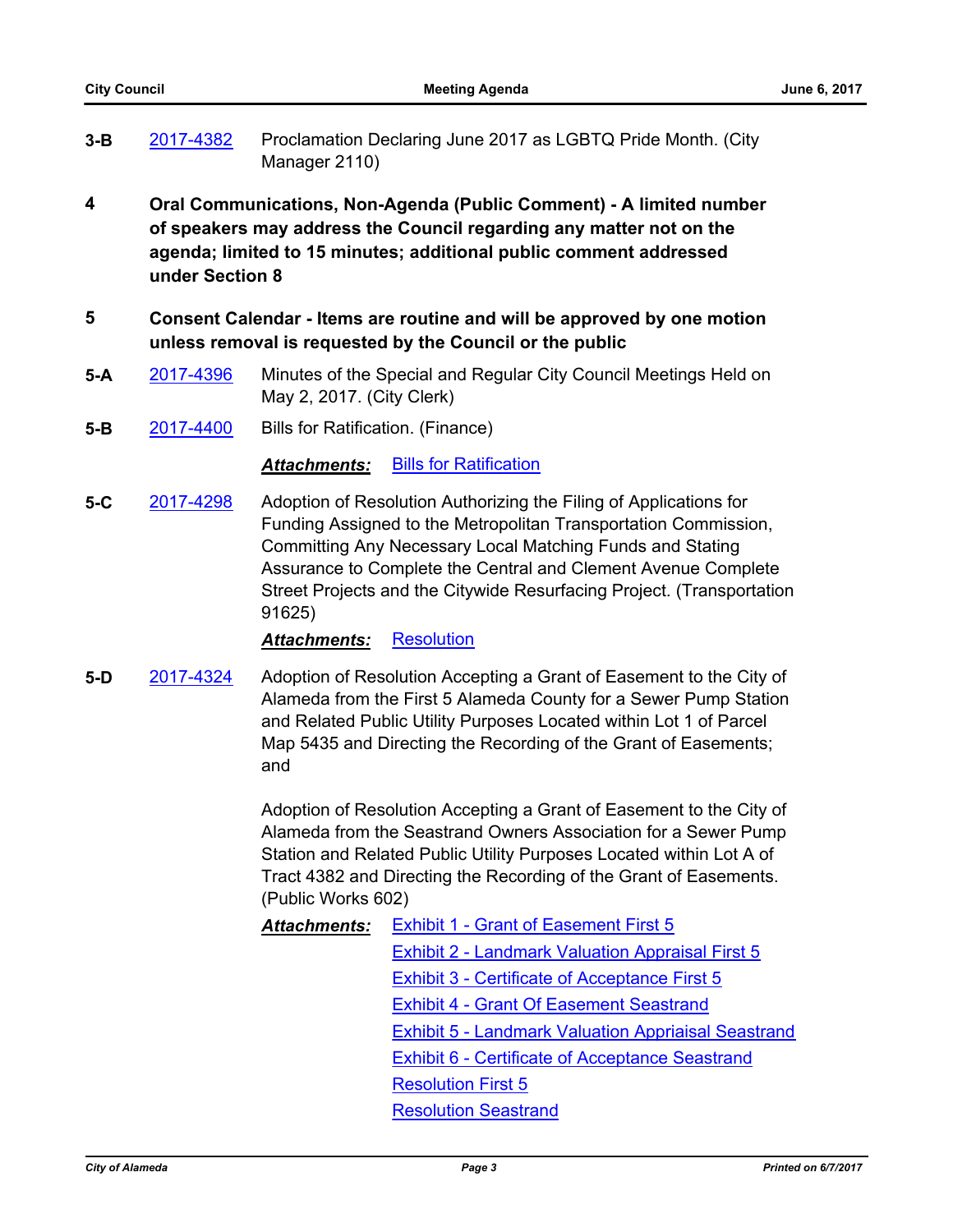**3-B** 2017-4382 Proclamation Declaring June 2017 as LGBTQ Pride Month. (City Manager 2110)

**4 Oral Communications, Non-Agenda (Public Comment) - A limited number of speakers may address the Council regarding any matter not on the agenda; limited to 15 minutes; additional public comment addressed under Section 8**

**5 Consent Calendar - Items are routine and will be approved by one motion unless removal is requested by the Council or the public**

**5-A** 2017-4396 Minutes of the Special and Regular City Council Meetings Held on May 2, 2017. (City Clerk)

**5-B** 2017-4400 Bills for Ratification. (Finance)

***Attachments:*** Bills for Ratification

**5-C** 2017-4298 Adoption of Resolution Authorizing the Filing of Applications for Funding Assigned to the Metropolitan Transportation Commission, Committing Any Necessary Local Matching Funds and Stating Assurance to Complete the Central and Clement Avenue Complete Street Projects and the Citywide Resurfacing Project. (Transportation 91625)

***Attachments:*** Resolution

**5-D** 2017-4324 Adoption of Resolution Accepting a Grant of Easement to the City of Alameda from the First 5 Alameda County for a Sewer Pump Station and Related Public Utility Purposes Located within Lot 1 of Parcel Map 5435 and Directing the Recording of the Grant of Easements; and

Adoption of Resolution Accepting a Grant of Easement to the City of Alameda from the Seastrand Owners Association for a Sewer Pump Station and Related Public Utility Purposes Located within Lot A of Tract 4382 and Directing the Recording of the Grant of Easements. (Public Works 602)

***Attachments:***
- Exhibit 1 - Grant of Easement First 5
- Exhibit 2 - Landmark Valuation Appraisal First 5
- Exhibit 3 - Certificate of Acceptance First 5
- Exhibit 4 - Grant Of Easement Seastrand
- Exhibit 5 - Landmark Valuation Appriaisal Seastrand
- Exhibit 6 - Certificate of Acceptance Seastrand
- Resolution First 5
- Resolution Seastrand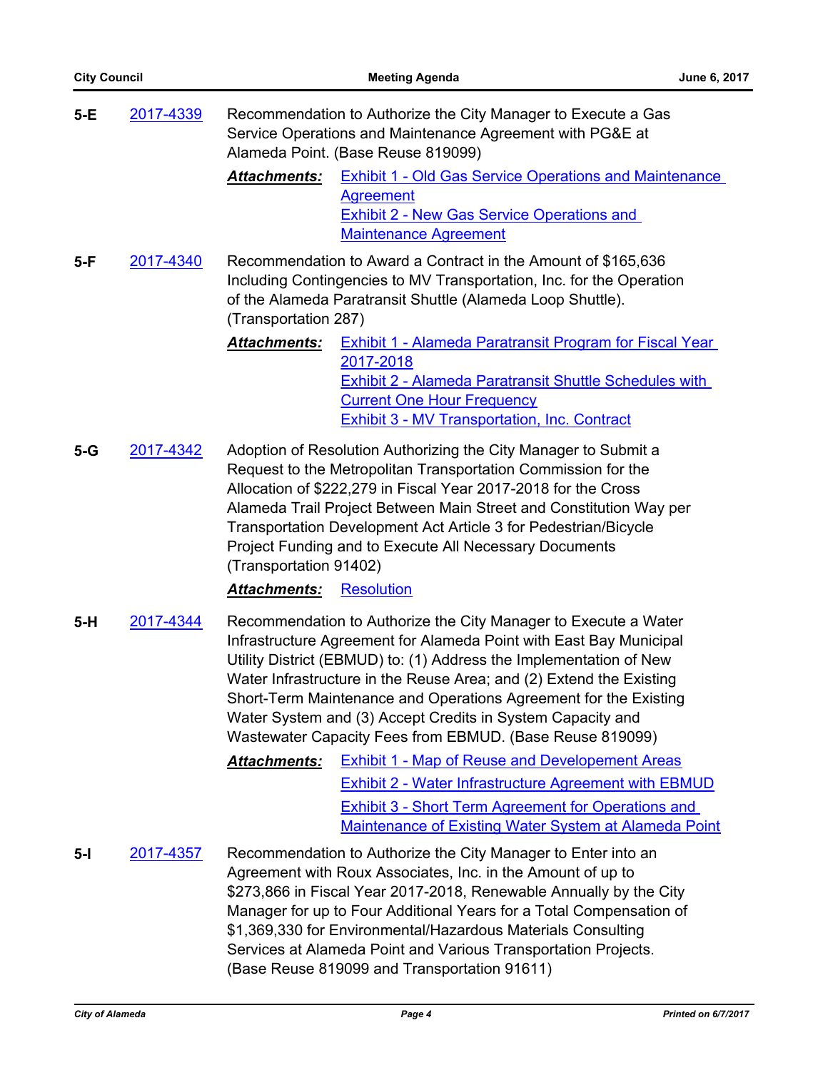**5-E** 2017-4339 Recommendation to Authorize the City Manager to Execute a Gas Service Operations and Maintenance Agreement with PG&E at Alameda Point. (Base Reuse 819099)

***Attachments:*** Exhibit 1 - Old Gas Service Operations and Maintenance Agreement
Exhibit 2 - New Gas Service Operations and Maintenance Agreement

**5-F** 2017-4340 Recommendation to Award a Contract in the Amount of $165,636 Including Contingencies to MV Transportation, Inc. for the Operation of the Alameda Paratransit Shuttle (Alameda Loop Shuttle). (Transportation 287)

***Attachments:*** Exhibit 1 - Alameda Paratransit Program for Fiscal Year 2017-2018
Exhibit 2 - Alameda Paratransit Shuttle Schedules with Current One Hour Frequency
Exhibit 3 - MV Transportation, Inc. Contract

**5-G** 2017-4342 Adoption of Resolution Authorizing the City Manager to Submit a Request to the Metropolitan Transportation Commission for the Allocation of $222,279 in Fiscal Year 2017-2018 for the Cross Alameda Trail Project Between Main Street and Constitution Way per Transportation Development Act Article 3 for Pedestrian/Bicycle Project Funding and to Execute All Necessary Documents (Transportation 91402)

***Attachments:*** Resolution

**5-H** 2017-4344 Recommendation to Authorize the City Manager to Execute a Water Infrastructure Agreement for Alameda Point with East Bay Municipal Utility District (EBMUD) to: (1) Address the Implementation of New Water Infrastructure in the Reuse Area; and (2) Extend the Existing Short-Term Maintenance and Operations Agreement for the Existing Water System and (3) Accept Credits in System Capacity and Wastewater Capacity Fees from EBMUD. (Base Reuse 819099)

***Attachments:*** Exhibit 1 - Map of Reuse and Developement Areas
Exhibit 2 - Water Infrastructure Agreement with EBMUD
Exhibit 3 - Short Term Agreement for Operations and Maintenance of Existing Water System at Alameda Point

**5-I** 2017-4357 Recommendation to Authorize the City Manager to Enter into an Agreement with Roux Associates, Inc. in the Amount of up to $273,866 in Fiscal Year 2017-2018, Renewable Annually by the City Manager for up to Four Additional Years for a Total Compensation of $1,369,330 for Environmental/Hazardous Materials Consulting Services at Alameda Point and Various Transportation Projects. (Base Reuse 819099 and Transportation 91611)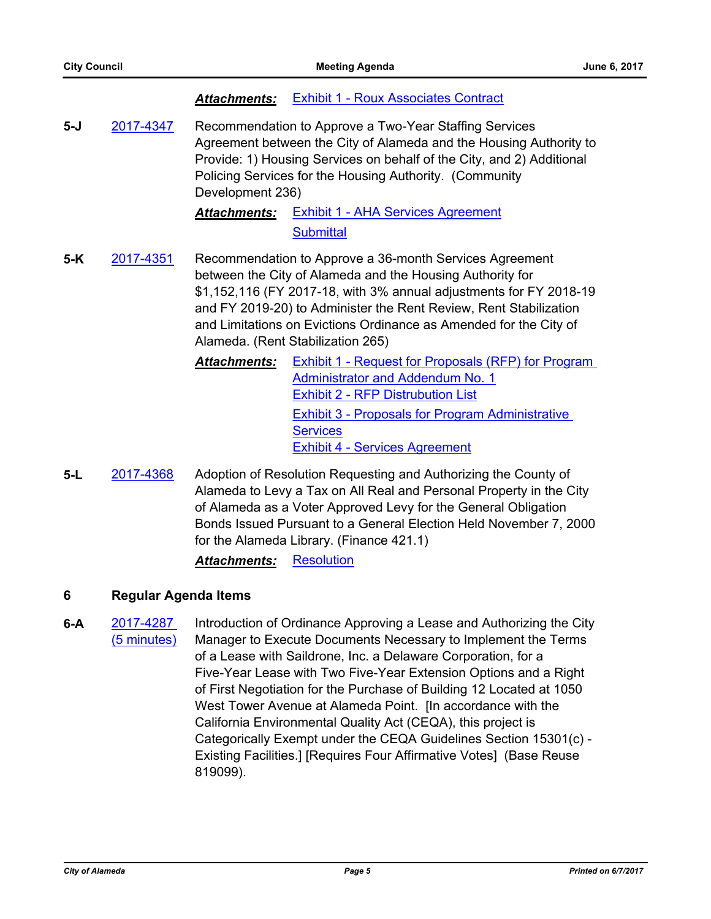***Attachments:*** Exhibit 1 - Roux Associates Contract

**5-J** 2017-4347 Recommendation to Approve a Two-Year Staffing Services Agreement between the City of Alameda and the Housing Authority to Provide: 1) Housing Services on behalf of the City, and 2) Additional Policing Services for the Housing Authority. (Community Development 236)

***Attachments:*** Exhibit 1 - AHA Services Agreement
Submittal

**5-K** 2017-4351 Recommendation to Approve a 36-month Services Agreement between the City of Alameda and the Housing Authority for $1,152,116 (FY 2017-18, with 3% annual adjustments for FY 2018-19 and FY 2019-20) to Administer the Rent Review, Rent Stabilization and Limitations on Evictions Ordinance as Amended for the City of Alameda. (Rent Stabilization 265)

***Attachments:*** Exhibit 1 - Request for Proposals (RFP) for Program Administrator and Addendum No. 1
Exhibit 2 - RFP Distrubution List
Exhibit 3 - Proposals for Program Administrative Services
Exhibit 4 - Services Agreement

**5-L** 2017-4368 Adoption of Resolution Requesting and Authorizing the County of Alameda to Levy a Tax on All Real and Personal Property in the City of Alameda as a Voter Approved Levy for the General Obligation Bonds Issued Pursuant to a General Election Held November 7, 2000 for the Alameda Library. (Finance 421.1)

***Attachments:*** Resolution

## 6 Regular Agenda Items

**6-A** 2017-4287 (5 minutes) Introduction of Ordinance Approving a Lease and Authorizing the City Manager to Execute Documents Necessary to Implement the Terms of a Lease with Saildrone, Inc. a Delaware Corporation, for a Five-Year Lease with Two Five-Year Extension Options and a Right of First Negotiation for the Purchase of Building 12 Located at 1050 West Tower Avenue at Alameda Point. [In accordance with the California Environmental Quality Act (CEQA), this project is Categorically Exempt under the CEQA Guidelines Section 15301(c) - Existing Facilities.] [Requires Four Affirmative Votes] (Base Reuse 819099).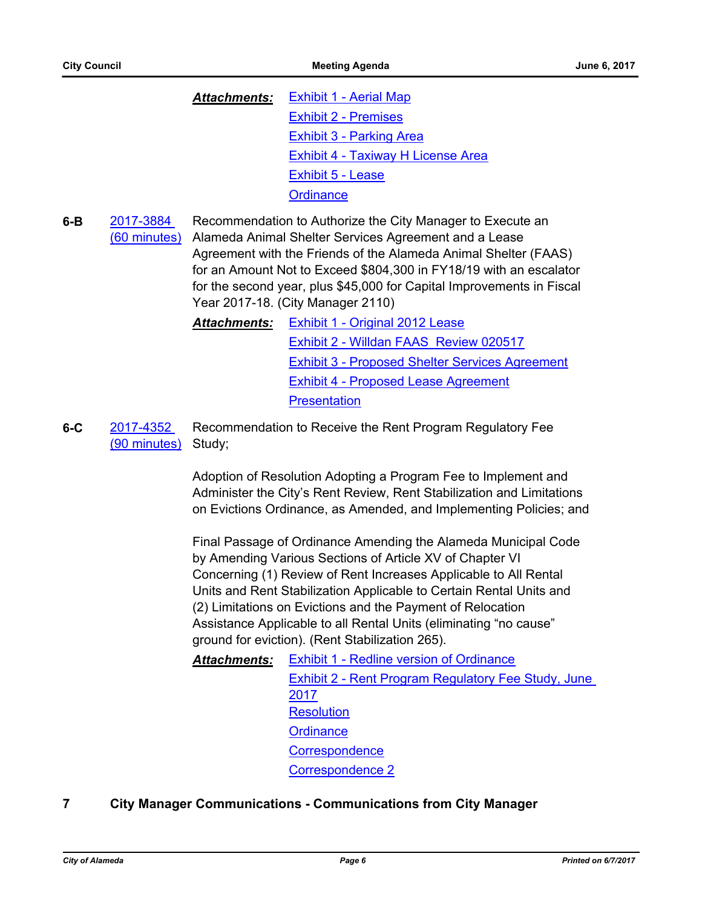***Attachments:*** Exhibit 1 - Aerial Map
Exhibit 2 - Premises
Exhibit 3 - Parking Area
Exhibit 4 - Taxiway H License Area
Exhibit 5 - Lease
Ordinance

**6-B** 2017-3884 (60 minutes) Recommendation to Authorize the City Manager to Execute an Alameda Animal Shelter Services Agreement and a Lease Agreement with the Friends of the Alameda Animal Shelter (FAAS) for an Amount Not to Exceed $804,300 in FY18/19 with an escalator for the second year, plus $45,000 for Capital Improvements in Fiscal Year 2017-18. (City Manager 2110)

***Attachments:*** Exhibit 1 - Original 2012 Lease
Exhibit 2 - Willdan FAAS Review 020517
Exhibit 3 - Proposed Shelter Services Agreement
Exhibit 4 - Proposed Lease Agreement
Presentation

**6-C** 2017-4352 (90 minutes) Recommendation to Receive the Rent Program Regulatory Fee Study;

Adoption of Resolution Adopting a Program Fee to Implement and Administer the City's Rent Review, Rent Stabilization and Limitations on Evictions Ordinance, as Amended, and Implementing Policies; and

Final Passage of Ordinance Amending the Alameda Municipal Code by Amending Various Sections of Article XV of Chapter VI Concerning (1) Review of Rent Increases Applicable to All Rental Units and Rent Stabilization Applicable to Certain Rental Units and (2) Limitations on Evictions and the Payment of Relocation Assistance Applicable to all Rental Units (eliminating "no cause" ground for eviction). (Rent Stabilization 265).

***Attachments:*** Exhibit 1 - Redline version of Ordinance
Exhibit 2 - Rent Program Regulatory Fee Study, June 2017
Resolution
Ordinance
Correspondence
Correspondence 2

## 7 City Manager Communications - Communications from City Manager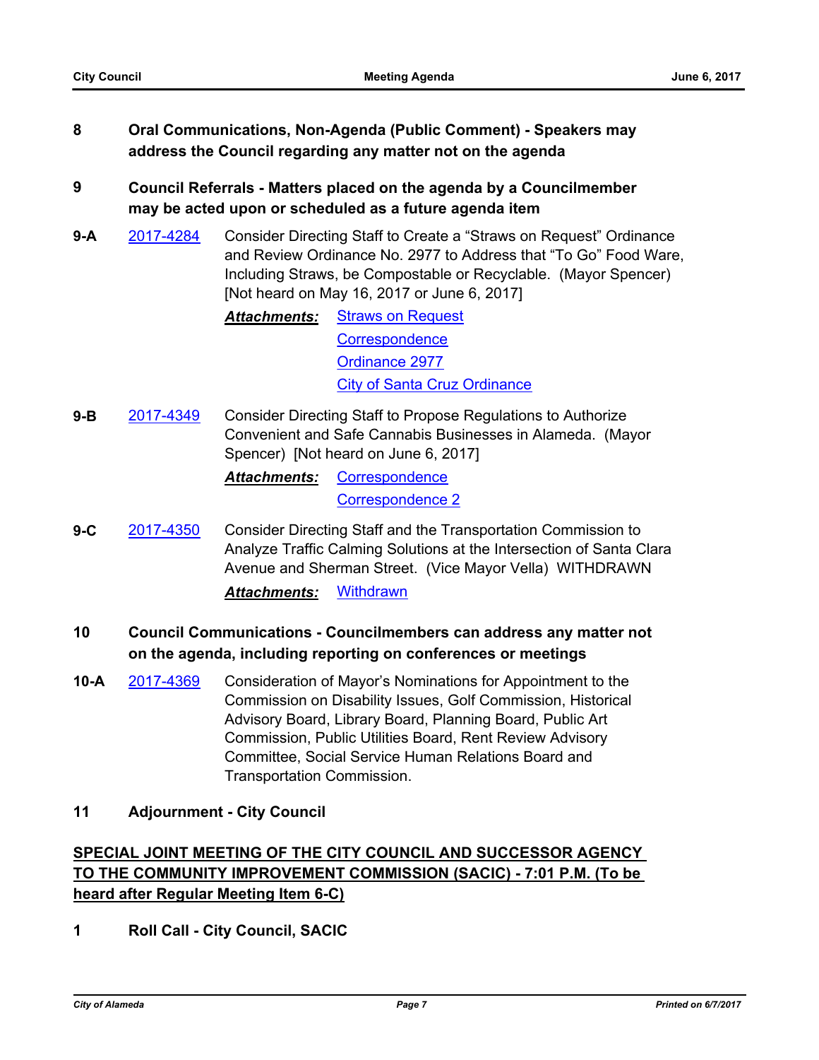**8 Oral Communications, Non-Agenda (Public Comment) - Speakers may address the Council regarding any matter not on the agenda**

**9 Council Referrals - Matters placed on the agenda by a Councilmember may be acted upon or scheduled as a future agenda item**

**9-A** 2017-4284 Consider Directing Staff to Create a "Straws on Request" Ordinance and Review Ordinance No. 2977 to Address that "To Go" Food Ware, Including Straws, be Compostable or Recyclable. (Mayor Spencer) [Not heard on May 16, 2017 or June 6, 2017]

***Attachments:*** Straws on Request
Correspondence
Ordinance 2977
City of Santa Cruz Ordinance

**9-B** 2017-4349 Consider Directing Staff to Propose Regulations to Authorize Convenient and Safe Cannabis Businesses in Alameda. (Mayor Spencer) [Not heard on June 6, 2017]

***Attachments:*** Correspondence
Correspondence 2

**9-C** 2017-4350 Consider Directing Staff and the Transportation Commission to Analyze Traffic Calming Solutions at the Intersection of Santa Clara Avenue and Sherman Street. (Vice Mayor Vella) WITHDRAWN

***Attachments:*** Withdrawn

**10 Council Communications - Councilmembers can address any matter not on the agenda, including reporting on conferences or meetings**

**10-A** 2017-4369 Consideration of Mayor's Nominations for Appointment to the Commission on Disability Issues, Golf Commission, Historical Advisory Board, Library Board, Planning Board, Public Art Commission, Public Utilities Board, Rent Review Advisory Committee, Social Service Human Relations Board and Transportation Commission.

**11 Adjournment - City Council**

## SPECIAL JOINT MEETING OF THE CITY COUNCIL AND SUCCESSOR AGENCY TO THE COMMUNITY IMPROVEMENT COMMISSION (SACIC) - 7:01 P.M. (To be heard after Regular Meeting Item 6-C)

**1 Roll Call - City Council, SACIC**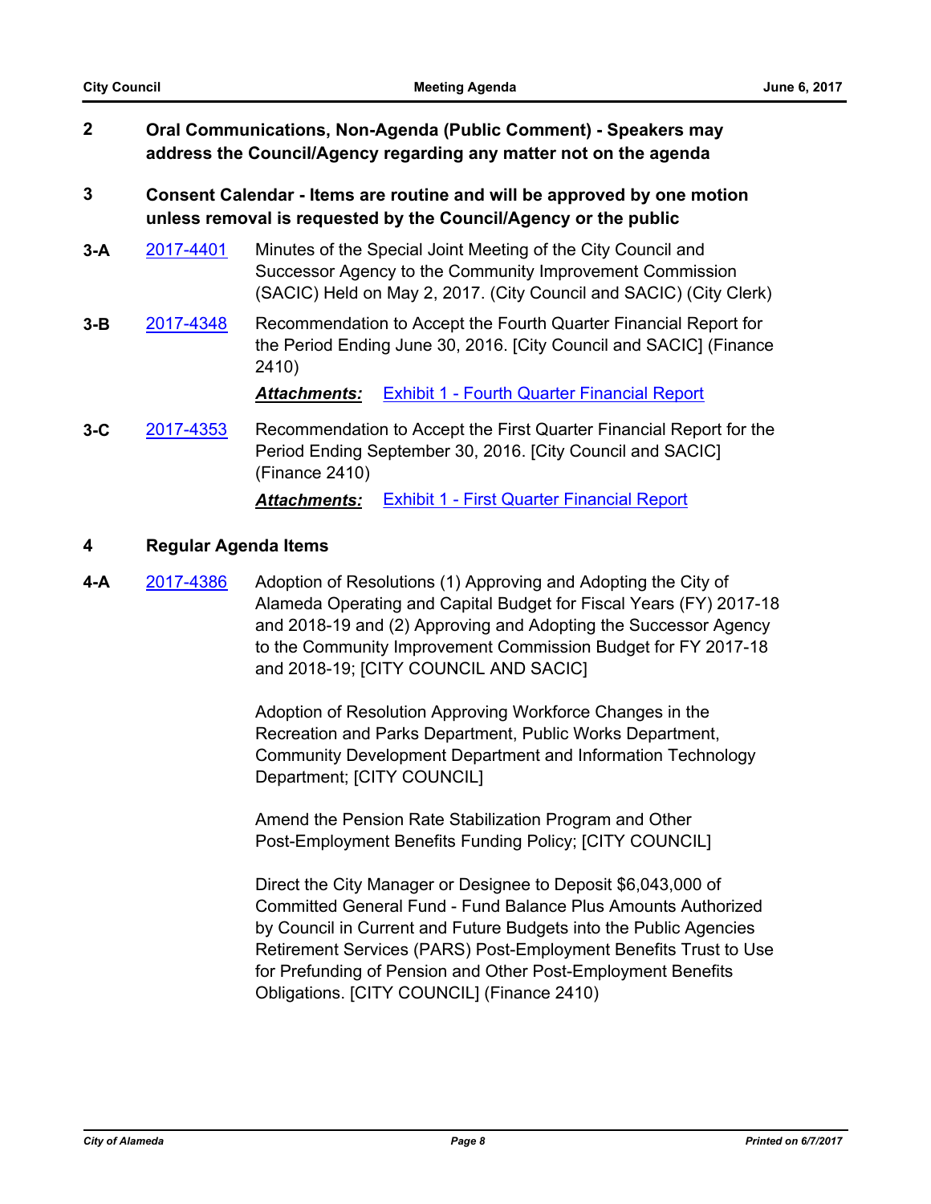## 2 Oral Communications, Non-Agenda (Public Comment) - Speakers may address the Council/Agency regarding any matter not on the agenda

## 3 Consent Calendar - Items are routine and will be approved by one motion unless removal is requested by the Council/Agency or the public

**3-A** 2017-4401 Minutes of the Special Joint Meeting of the City Council and Successor Agency to the Community Improvement Commission (SACIC) Held on May 2, 2017. (City Council and SACIC) (City Clerk)

**3-B** 2017-4348 Recommendation to Accept the Fourth Quarter Financial Report for the Period Ending June 30, 2016. [City Council and SACIC] (Finance 2410)

***Attachments:*** Exhibit 1 - Fourth Quarter Financial Report

**3-C** 2017-4353 Recommendation to Accept the First Quarter Financial Report for the Period Ending September 30, 2016. [City Council and SACIC] (Finance 2410)

***Attachments:*** Exhibit 1 - First Quarter Financial Report

## 4 Regular Agenda Items

**4-A** 2017-4386 Adoption of Resolutions (1) Approving and Adopting the City of Alameda Operating and Capital Budget for Fiscal Years (FY) 2017-18 and 2018-19 and (2) Approving and Adopting the Successor Agency to the Community Improvement Commission Budget for FY 2017-18 and 2018-19; [CITY COUNCIL AND SACIC]

Adoption of Resolution Approving Workforce Changes in the Recreation and Parks Department, Public Works Department, Community Development Department and Information Technology Department; [CITY COUNCIL]

Amend the Pension Rate Stabilization Program and Other Post-Employment Benefits Funding Policy; [CITY COUNCIL]

Direct the City Manager or Designee to Deposit $6,043,000 of Committed General Fund - Fund Balance Plus Amounts Authorized by Council in Current and Future Budgets into the Public Agencies Retirement Services (PARS) Post-Employment Benefits Trust to Use for Prefunding of Pension and Other Post-Employment Benefits Obligations. [CITY COUNCIL] (Finance 2410)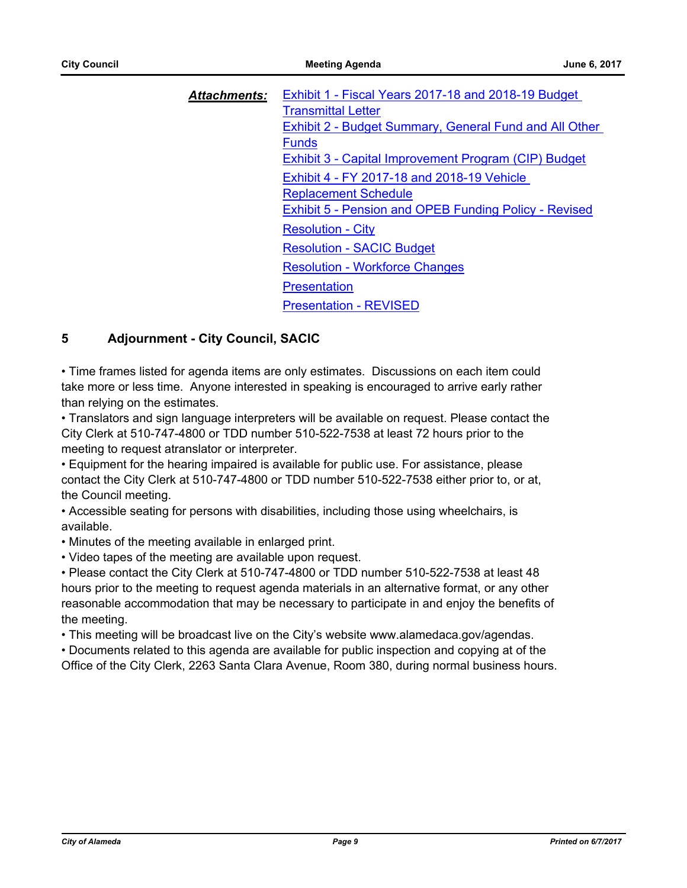***Attachments:***

Exhibit 1 - Fiscal Years 2017-18 and 2018-19 Budget Transmittal Letter
Exhibit 2 - Budget Summary, General Fund and All Other Funds
Exhibit 3 - Capital Improvement Program (CIP) Budget
Exhibit 4 - FY 2017-18 and 2018-19 Vehicle Replacement Schedule
Exhibit 5 - Pension and OPEB Funding Policy - Revised
Resolution - City
Resolution - SACIC Budget
Resolution - Workforce Changes
Presentation
Presentation - REVISED

## 5 Adjournment - City Council, SACIC

• Time frames listed for agenda items are only estimates. Discussions on each item could take more or less time. Anyone interested in speaking is encouraged to arrive early rather than relying on the estimates.
• Translators and sign language interpreters will be available on request. Please contact the City Clerk at 510-747-4800 or TDD number 510-522-7538 at least 72 hours prior to the meeting to request atranslator or interpreter.
• Equipment for the hearing impaired is available for public use. For assistance, please contact the City Clerk at 510-747-4800 or TDD number 510-522-7538 either prior to, or at, the Council meeting.
• Accessible seating for persons with disabilities, including those using wheelchairs, is available.
• Minutes of the meeting available in enlarged print.
• Video tapes of the meeting are available upon request.
• Please contact the City Clerk at 510-747-4800 or TDD number 510-522-7538 at least 48 hours prior to the meeting to request agenda materials in an alternative format, or any other reasonable accommodation that may be necessary to participate in and enjoy the benefits of the meeting.
• This meeting will be broadcast live on the City's website www.alamedaca.gov/agendas.
• Documents related to this agenda are available for public inspection and copying at of the Office of the City Clerk, 2263 Santa Clara Avenue, Room 380, during normal business hours.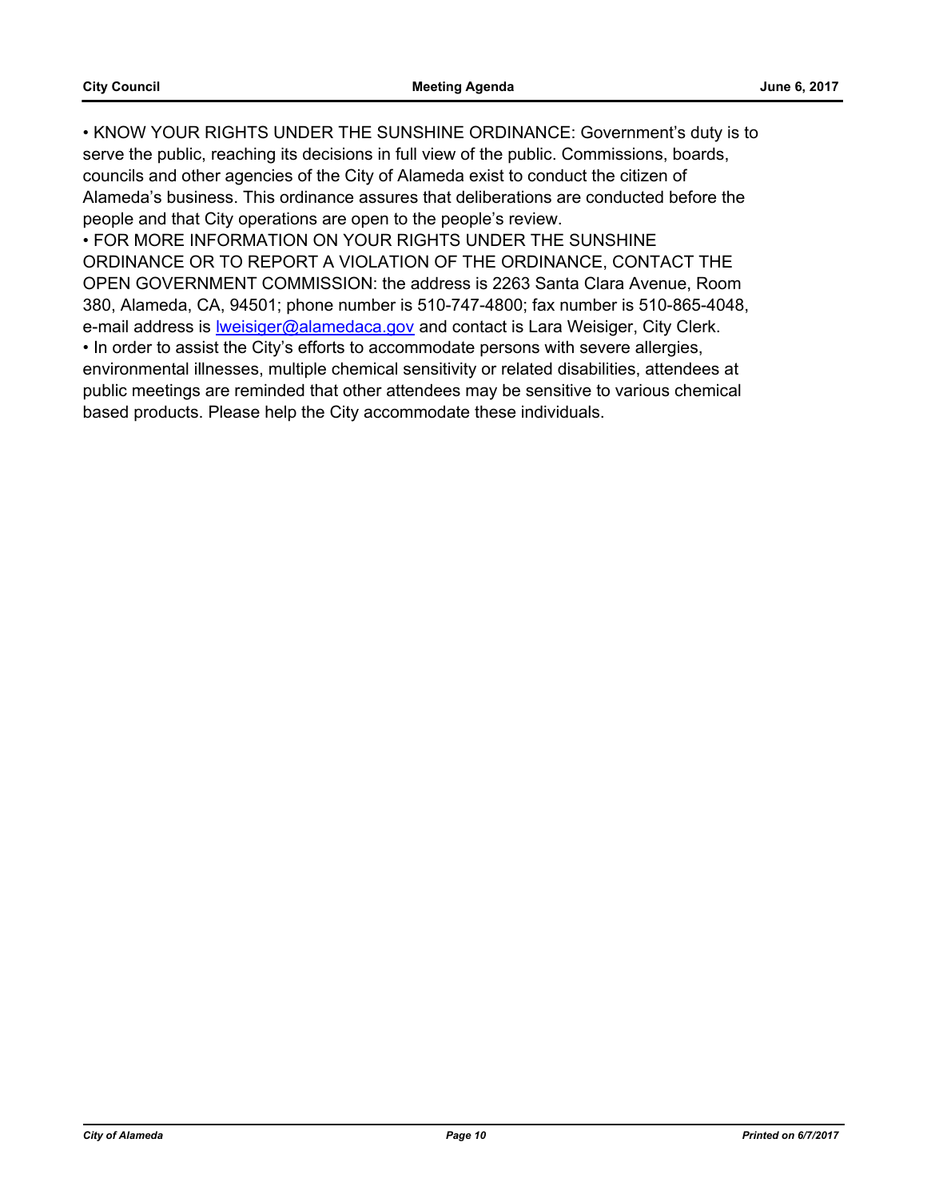- KNOW YOUR RIGHTS UNDER THE SUNSHINE ORDINANCE: Government's duty is to serve the public, reaching its decisions in full view of the public. Commissions, boards, councils and other agencies of the City of Alameda exist to conduct the citizen of Alameda's business. This ordinance assures that deliberations are conducted before the people and that City operations are open to the people's review.
- FOR MORE INFORMATION ON YOUR RIGHTS UNDER THE SUNSHINE ORDINANCE OR TO REPORT A VIOLATION OF THE ORDINANCE, CONTACT THE OPEN GOVERNMENT COMMISSION: the address is 2263 Santa Clara Avenue, Room 380, Alameda, CA, 94501; phone number is 510-747-4800; fax number is 510-865-4048, e-mail address is lweisiger@alamedaca.gov and contact is Lara Weisiger, City Clerk.
- In order to assist the City's efforts to accommodate persons with severe allergies, environmental illnesses, multiple chemical sensitivity or related disabilities, attendees at public meetings are reminded that other attendees may be sensitive to various chemical based products. Please help the City accommodate these individuals.